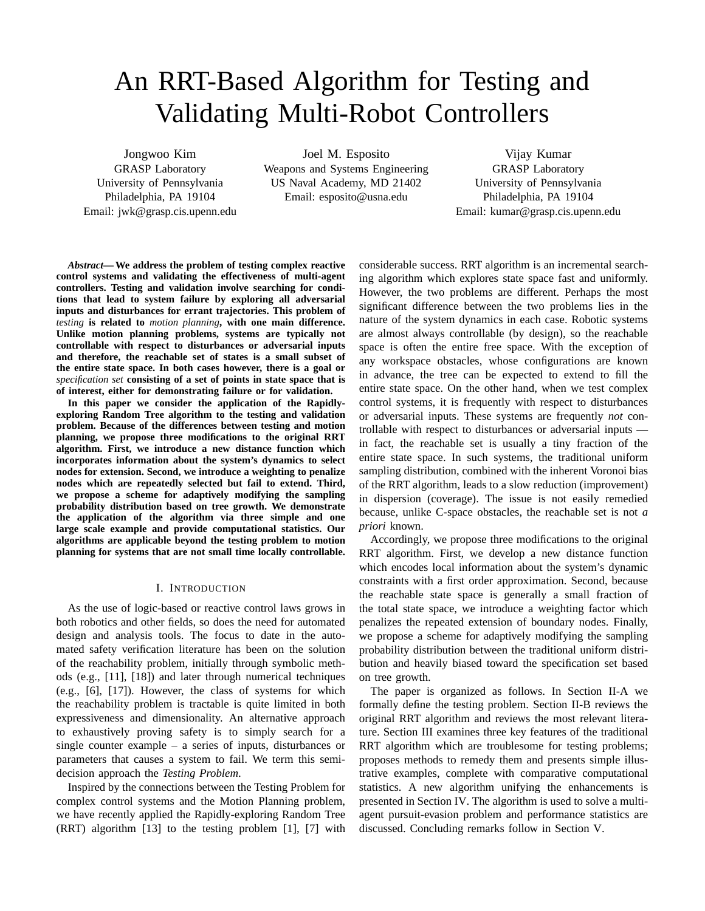# An RRT-Based Algorithm for Testing and Validating Multi-Robot Controllers

Jongwoo Kim
GRASP Laboratory
University of Pennsylvania
Philadelphia, PA 19104
Email: jwk@grasp.cis.upenn.edu

Joel M. Esposito
Weapons and Systems Engineering
US Naval Academy, MD 21402
Email: esposito@usna.edu

Vijay Kumar
GRASP Laboratory
University of Pennsylvania
Philadelphia, PA 19104
Email: kumar@grasp.cis.upenn.edu

***Abstract*— We address the problem of testing complex reactive control systems and validating the effectiveness of multi-agent controllers. Testing and validation involve searching for conditions that lead to system failure by exploring all adversarial inputs and disturbances for errant trajectories. This problem of *testing* is related to *motion planning*, with one main difference. Unlike motion planning problems, systems are typically not controllable with respect to disturbances or adversarial inputs and therefore, the reachable set of states is a small subset of the entire state space. In both cases however, there is a goal or *specification set* consisting of a set of points in state space that is of interest, either for demonstrating failure or for validation.**

**In this paper we consider the application of the Rapidly-exploring Random Tree algorithm to the testing and validation problem. Because of the differences between testing and motion planning, we propose three modifications to the original RRT algorithm. First, we introduce a new distance function which incorporates information about the system's dynamics to select nodes for extension. Second, we introduce a weighting to penalize nodes which are repeatedly selected but fail to extend. Third, we propose a scheme for adaptively modifying the sampling probability distribution based on tree growth. We demonstrate the application of the algorithm via three simple and one large scale example and provide computational statistics. Our algorithms are applicable beyond the testing problem to motion planning for systems that are not small time locally controllable.**

## I. Introduction

As the use of logic-based or reactive control laws grows in both robotics and other fields, so does the need for automated design and analysis tools. The focus to date in the automated safety verification literature has been on the solution of the reachability problem, initially through symbolic methods (e.g., [11], [18]) and later through numerical techniques (e.g., [6], [17]). However, the class of systems for which the reachability problem is tractable is quite limited in both expressiveness and dimensionality. An alternative approach to exhaustively proving safety is to simply search for a single counter example – a series of inputs, disturbances or parameters that causes a system to fail. We term this semi-decision approach the *Testing Problem*.

Inspired by the connections between the Testing Problem for complex control systems and the Motion Planning problem, we have recently applied the Rapidly-exploring Random Tree (RRT) algorithm [13] to the testing problem [1], [7] with considerable success. RRT algorithm is an incremental searching algorithm which explores state space fast and uniformly. However, the two problems are different. Perhaps the most significant difference between the two problems lies in the nature of the system dynamics in each case. Robotic systems are almost always controllable (by design), so the reachable space is often the entire free space. With the exception of any workspace obstacles, whose configurations are known in advance, the tree can be expected to extend to fill the entire state space. On the other hand, when we test complex control systems, it is frequently with respect to disturbances or adversarial inputs. These systems are frequently *not* controllable with respect to disturbances or adversarial inputs — in fact, the reachable set is usually a tiny fraction of the entire state space. In such systems, the traditional uniform sampling distribution, combined with the inherent Voronoi bias of the RRT algorithm, leads to a slow reduction (improvement) in dispersion (coverage). The issue is not easily remedied because, unlike C-space obstacles, the reachable set is not *a priori* known.

Accordingly, we propose three modifications to the original RRT algorithm. First, we develop a new distance function which encodes local information about the system's dynamic constraints with a first order approximation. Second, because the reachable state space is generally a small fraction of the total state space, we introduce a weighting factor which penalizes the repeated extension of boundary nodes. Finally, we propose a scheme for adaptively modifying the sampling probability distribution between the traditional uniform distribution and heavily biased toward the specification set based on tree growth.

The paper is organized as follows. In Section II-A we formally define the testing problem. Section II-B reviews the original RRT algorithm and reviews the most relevant literature. Section III examines three key features of the traditional RRT algorithm which are troublesome for testing problems; proposes methods to remedy them and presents simple illustrative examples, complete with comparative computational statistics. A new algorithm unifying the enhancements is presented in Section IV. The algorithm is used to solve a multi-agent pursuit-evasion problem and performance statistics are discussed. Concluding remarks follow in Section V.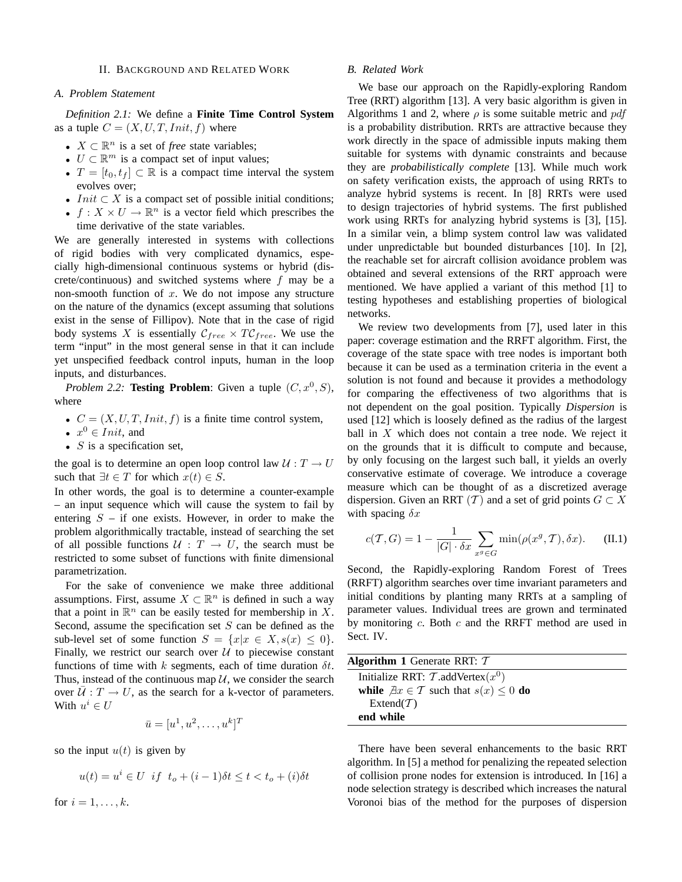## II. Background and Related Work

### A. Problem Statement

*Definition 2.1:* We define a **Finite Time Control System** as a tuple $C = (X, U, T, Init, f)$ where

- $X \subset \mathbb{R}^n$ is a set of *free* state variables;
- $U \subset \mathbb{R}^m$ is a compact set of input values;
- $T = [t_0, t_f] \subset \mathbb{R}$ is a compact time interval the system evolves over;
- $Init \subset X$ is a compact set of possible initial conditions;
- $f : X \times U \to \mathbb{R}^n$ is a vector field which prescribes the time derivative of the state variables.

We are generally interested in systems with collections of rigid bodies with very complicated dynamics, especially high-dimensional continuous systems or hybrid (discrete/continuous) and switched systems where $f$ may be a non-smooth function of $x$. We do not impose any structure on the nature of the dynamics (except assuming that solutions exist in the sense of Fillipov). Note that in the case of rigid body systems $X$ is essentially $\mathcal{C}_{free} \times T\mathcal{C}_{free}$. We use the term "input" in the most general sense in that it can include yet unspecified feedback control inputs, human in the loop inputs, and disturbances.

*Problem 2.2:* **Testing Problem**: Given a tuple $(C, x^0, S)$, where

- $C = (X, U, T, Init, f)$ is a finite time control system,
- $x^0 \in Init$, and
- $S$ is a specification set,

the goal is to determine an open loop control law $\mathcal{U} : T \to U$ such that $\exists t \in T$ for which $x(t) \in S$.

In other words, the goal is to determine a counter-example – an input sequence which will cause the system to fail by entering $S$ – if one exists. However, in order to make the problem algorithmically tractable, instead of searching the set of all possible functions $\mathcal{U} : T \to U$, the search must be restricted to some subset of functions with finite dimensional parametrization.

For the sake of convenience we make three additional assumptions. First, assume $X \subset \mathbb{R}^n$ is defined in such a way that a point in $\mathbb{R}^n$ can be easily tested for membership in $X$. Second, assume the specification set $S$ can be defined as the sub-level set of some function $S = \{x | x \in X, s(x) \leq 0\}$. Finally, we restrict our search over $\mathcal{U}$ to piecewise constant functions of time with $k$ segments, each of time duration $\delta t$. Thus, instead of the continuous map $\mathcal{U}$, we consider the search over $\bar{\mathcal{U}} : T \to U$, as the search for a k-vector of parameters. With $u^i \in U$

$$\bar{u} = [u^1, u^2, \ldots, u^k]^T$$

so the input $u(t)$ is given by

$$u(t) = u^i \in U \;\; if \;\; t_o + (i-1)\delta t \leq t < t_o + (i)\delta t$$

for $i = 1, \ldots, k$.

### B. Related Work

We base our approach on the Rapidly-exploring Random Tree (RRT) algorithm [13]. A very basic algorithm is given in Algorithms 1 and 2, where $\rho$ is some suitable metric and $pdf$ is a probability distribution. RRTs are attractive because they work directly in the space of admissible inputs making them suitable for systems with dynamic constraints and because they are *probabilistically complete* [13]. While much work on safety verification exists, the approach of using RRTs to analyze hybrid systems is recent. In [8] RRTs were used to design trajectories of hybrid systems. The first published work using RRTs for analyzing hybrid systems is [3], [15]. In a similar vein, a blimp system control law was validated under unpredictable but bounded disturbances [10]. In [2], the reachable set for aircraft collision avoidance problem was obtained and several extensions of the RRT approach were mentioned. We have applied a variant of this method [1] to testing hypotheses and establishing properties of biological networks.

We review two developments from [7], used later in this paper: coverage estimation and the RRFT algorithm. First, the coverage of the state space with tree nodes is important both because it can be used as a termination criteria in the event a solution is not found and because it provides a methodology for comparing the effectiveness of two algorithms that is not dependent on the goal position. Typically *Dispersion* is used [12] which is loosely defined as the radius of the largest ball in $X$ which does not contain a tree node. We reject it on the grounds that it is difficult to compute and because, by only focusing on the largest such ball, it yields an overly conservative estimate of coverage. We introduce a coverage measure which can be thought of as a discretized average dispersion. Given an RRT ($\mathcal{T}$) and a set of grid points $G \subset X$ with spacing $\delta x$

$$c(\mathcal{T}, G) = 1 - \frac{1}{|G| \cdot \delta x} \sum_{x^g \in G} \min(\rho(x^g, \mathcal{T}), \delta x). \qquad \text{(II.1)}$$

Second, the Rapidly-exploring Random Forest of Trees (RRFT) algorithm searches over time invariant parameters and initial conditions by planting many RRTs at a sampling of parameter values. Individual trees are grown and terminated by monitoring $c$. Both $c$ and the RRFT method are used in Sect. IV.

**Algorithm 1** Generate RRT: $\mathcal{T}$

```
Initialize RRT: T.addVertex(x^0)
while ∄x ∈ T such that s(x) ≤ 0 do
  Extend(T)
end while
```

There have been several enhancements to the basic RRT algorithm. In [5] a method for penalizing the repeated selection of collision prone nodes for extension is introduced. In [16] a node selection strategy is described which increases the natural Voronoi bias of the method for the purposes of dispersion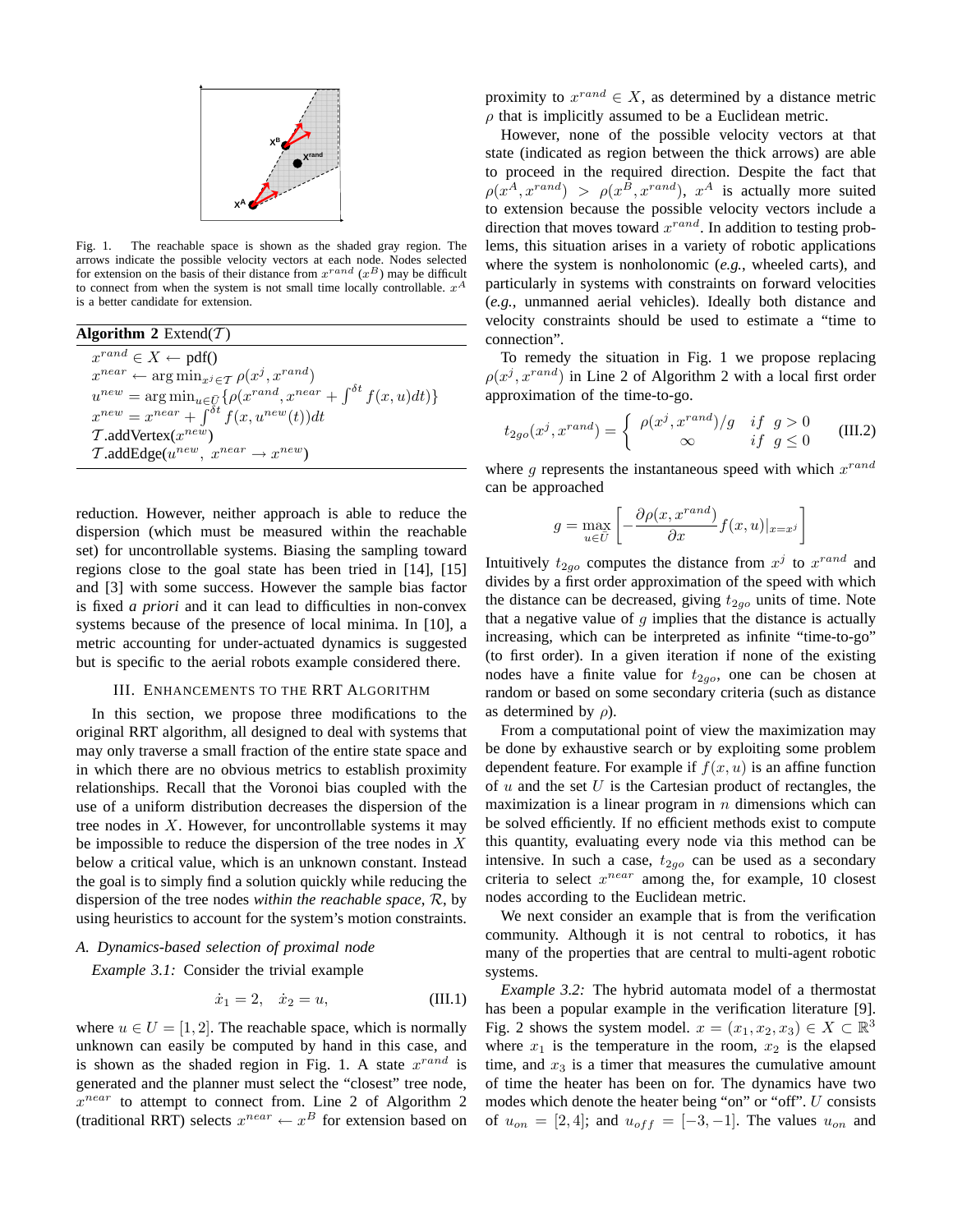Fig. 1. The reachable space is shown as the shaded gray region. The arrows indicate the possible velocity vectors at each node. Nodes selected for extension on the basis of their distance from $x^{rand}$ ($x^B$) may be difficult to connect from when the system is not small time locally controllable. $x^A$ is a better candidate for extension.

**Algorithm 2** Extend($\mathcal{T}$)

$x^{rand} \in X \leftarrow$ pdf()
$x^{near} \leftarrow \arg\min_{x^j \in \mathcal{T}} \rho(x^j, x^{rand})$
$u^{new} = \arg\min_{u \in \bar{U}} \{\rho(x^{rand}, x^{near} + \int^{\delta t} f(x,u)dt)\}$
$x^{new} = x^{near} + \int^{\delta t} f(x, u^{new}(t))dt$
$\mathcal{T}$.addVertex($x^{new}$)
$\mathcal{T}$.addEdge($u^{new}$, $x^{near} \rightarrow x^{new}$)

reduction. However, neither approach is able to reduce the dispersion (which must be measured within the reachable set) for uncontrollable systems. Biasing the sampling toward regions close to the goal state has been tried in [14], [15] and [3] with some success. However the sample bias factor is fixed *a priori* and it can lead to difficulties in non-convex systems because of the presence of local minima. In [10], a metric accounting for under-actuated dynamics is suggested but is specific to the aerial robots example considered there.

## III. Enhancements to the RRT Algorithm

In this section, we propose three modifications to the original RRT algorithm, all designed to deal with systems that may only traverse a small fraction of the entire state space and in which there are no obvious metrics to establish proximity relationships. Recall that the Voronoi bias coupled with the use of a uniform distribution decreases the dispersion of the tree nodes in $X$. However, for uncontrollable systems it may be impossible to reduce the dispersion of the tree nodes in $X$ below a critical value, which is an unknown constant. Instead the goal is to simply find a solution quickly while reducing the dispersion of the tree nodes *within the reachable space*, $\mathcal{R}$, by using heuristics to account for the system's motion constraints.

### A. Dynamics-based selection of proximal node

*Example 3.1:* Consider the trivial example

$$\dot{x}_1 = 2, \quad \dot{x}_2 = u, \tag{III.1}$$

where $u \in U = [1, 2]$. The reachable space, which is normally unknown can easily be computed by hand in this case, and is shown as the shaded region in Fig. 1. A state $x^{rand}$ is generated and the planner must select the "closest" tree node, $x^{near}$ to attempt to connect from. Line 2 of Algorithm 2 (traditional RRT) selects $x^{near} \leftarrow x^B$ for extension based on proximity to $x^{rand} \in X$, as determined by a distance metric $\rho$ that is implicitly assumed to be a Euclidean metric.

However, none of the possible velocity vectors at that state (indicated as region between the thick arrows) are able to proceed in the required direction. Despite the fact that $\rho(x^A, x^{rand}) > \rho(x^B, x^{rand})$, $x^A$ is actually more suited to extension because the possible velocity vectors include a direction that moves toward $x^{rand}$. In addition to testing problems, this situation arises in a variety of robotic applications where the system is nonholonomic (*e.g.*, wheeled carts), and particularly in systems with constraints on forward velocities (*e.g.*, unmanned aerial vehicles). Ideally both distance and velocity constraints should be used to estimate a "time to connection".

To remedy the situation in Fig. 1 we propose replacing $\rho(x^j, x^{rand})$ in Line 2 of Algorithm 2 with a local first order approximation of the time-to-go.

$$t_{2go}(x^j, x^{rand}) = \begin{cases} \rho(x^j, x^{rand})/g & if \ g > 0 \\ \infty & if \ g \leq 0 \end{cases} \tag{III.2}$$

where $g$ represents the instantaneous speed with which $x^{rand}$ can be approached

$$g = \max_{u \in \bar{U}} \left[ -\frac{\partial \rho(x, x^{rand})}{\partial x} f(x,u)|_{x=x^j} \right]$$

Intuitively $t_{2go}$ computes the distance from $x^j$ to $x^{rand}$ and divides by a first order approximation of the speed with which the distance can be decreased, giving $t_{2go}$ units of time. Note that a negative value of $g$ implies that the distance is actually increasing, which can be interpreted as infinite "time-to-go" (to first order). In a given iteration if none of the existing nodes have a finite value for $t_{2go}$, one can be chosen at random or based on some secondary criteria (such as distance as determined by $\rho$).

From a computational point of view the maximization may be done by exhaustive search or by exploiting some problem dependent feature. For example if $f(x,u)$ is an affine function of $u$ and the set $U$ is the Cartesian product of rectangles, the maximization is a linear program in $n$ dimensions which can be solved efficiently. If no efficient methods exist to compute this quantity, evaluating every node via this method can be intensive. In such a case, $t_{2go}$ can be used as a secondary criteria to select $x^{near}$ among the, for example, 10 closest nodes according to the Euclidean metric.

We next consider an example that is from the verification community. Although it is not central to robotics, it has many of the properties that are central to multi-agent robotic systems.

*Example 3.2:* The hybrid automata model of a thermostat has been a popular example in the verification literature [9]. Fig. 2 shows the system model. $x = (x_1, x_2, x_3) \in X \subset \mathbb{R}^3$ where $x_1$ is the temperature in the room, $x_2$ is the elapsed time, and $x_3$ is a timer that measures the cumulative amount of time the heater has been on for. The dynamics have two modes which denote the heater being "on" or "off". $U$ consists of $u_{on} = [2, 4]$; and $u_{off} = [-3, -1]$. The values $u_{on}$ and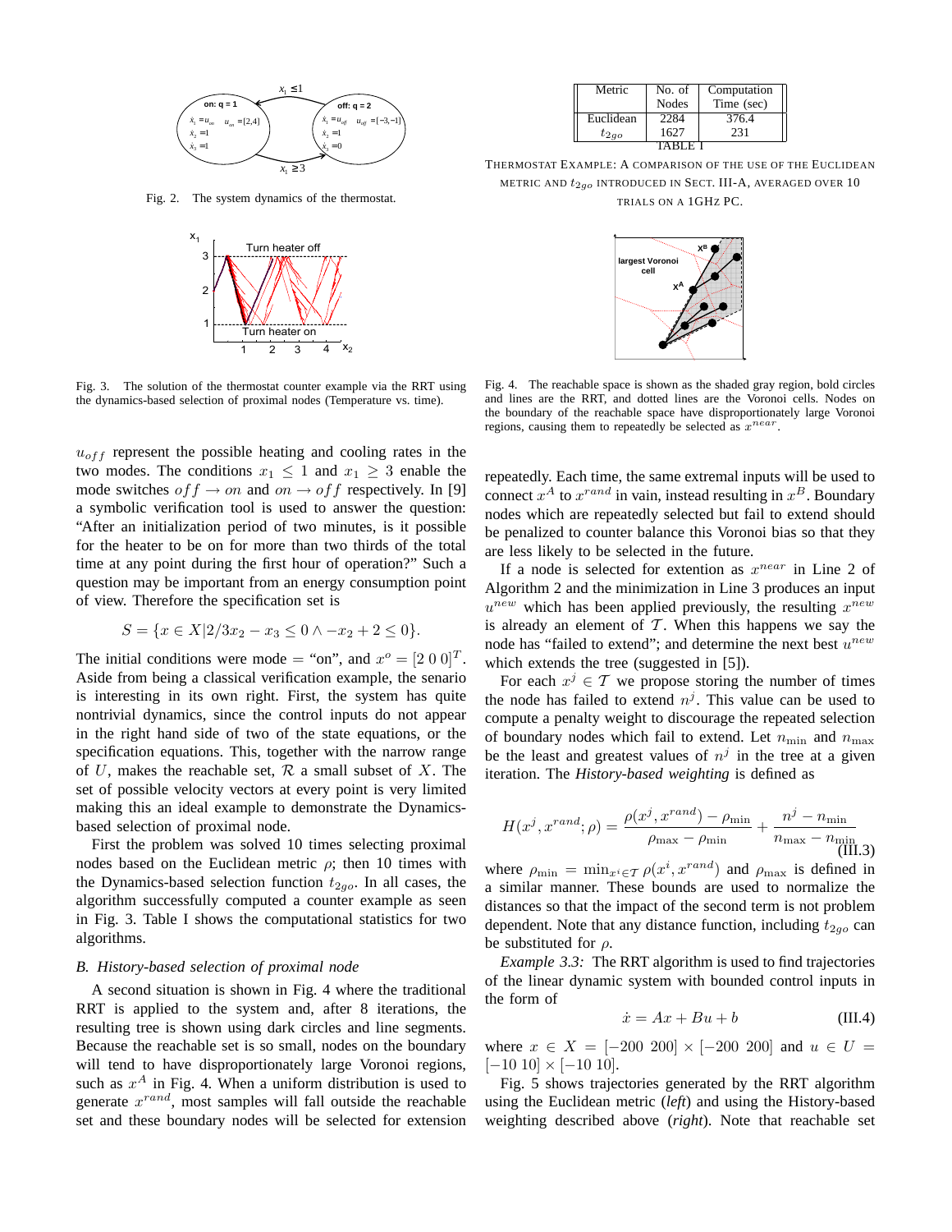Fig. 2. The system dynamics of the thermostat.

Fig. 3. The solution of the thermostat counter example via the RRT using the dynamics-based selection of proximal nodes (Temperature vs. time).

$u_{off}$ represent the possible heating and cooling rates in the two modes. The conditions $x_1 \leq 1$ and $x_1 \geq 3$ enable the mode switches $off \rightarrow on$ and $on \rightarrow off$ respectively. In [9] a symbolic verification tool is used to answer the question: "After an initialization period of two minutes, is it possible for the heater to be on for more than two thirds of the total time at any point during the first hour of operation?" Such a question may be important from an energy consumption point of view. Therefore the specification set is

$$S = \{x \in X | 2/3x_2 - x_3 \leq 0 \wedge -x_2 + 2 \leq 0\}.$$

The initial conditions were mode = "on", and $x^o = [2\ 0\ 0]^T$. Aside from being a classical verification example, the senario is interesting in its own right. First, the system has quite nontrivial dynamics, since the control inputs do not appear in the right hand side of two of the state equations, or the specification equations. This, together with the narrow range of $U$, makes the reachable set, $\mathcal{R}$ a small subset of $X$. The set of possible velocity vectors at every point is very limited making this an ideal example to demonstrate the Dynamics-based selection of proximal node.

First the problem was solved 10 times selecting proximal nodes based on the Euclidean metric $\rho$; then 10 times with the Dynamics-based selection function $t_{2go}$. In all cases, the algorithm successfully computed a counter example as seen in Fig. 3. Table I shows the computational statistics for two algorithms.

### B. History-based selection of proximal node

A second situation is shown in Fig. 4 where the traditional RRT is applied to the system and, after 8 iterations, the resulting tree is shown using dark circles and line segments. Because the reachable set is so small, nodes on the boundary will tend to have disproportionately large Voronoi regions, such as $x^A$ in Fig. 4. When a uniform distribution is used to generate $x^{rand}$, most samples will fall outside the reachable set and these boundary nodes will be selected for extension

| Metric | No. of Nodes | Computation Time (sec) |
|---|---|---|
| Euclidean | 2284 | 376.4 |
| $t_{2go}$ | 1627 | 231 |

TABLE I

THERMOSTAT EXAMPLE: A COMPARISON OF THE USE OF THE EUCLIDEAN METRIC AND $t_{2go}$ INTRODUCED IN SECT. III-A, AVERAGED OVER 10 TRIALS ON A 1GHZ PC.

Fig. 4. The reachable space is shown as the shaded gray region, bold circles and lines are the RRT, and dotted lines are the Voronoi cells. Nodes on the boundary of the reachable space have disproportionately large Voronoi regions, causing them to repeatedly be selected as $x^{near}$.

repeatedly. Each time, the same extremal inputs will be used to connect $x^A$ to $x^{rand}$ in vain, instead resulting in $x^B$. Boundary nodes which are repeatedly selected but fail to extend should be penalized to counter balance this Voronoi bias so that they are less likely to be selected in the future.

If a node is selected for extention as $x^{near}$ in Line 2 of Algorithm 2 and the minimization in Line 3 produces an input $u^{new}$ which has been applied previously, the resulting $x^{new}$ is already an element of $\mathcal{T}$. When this happens we say the node has "failed to extend"; and determine the next best $u^{new}$ which extends the tree (suggested in [5]).

For each $x^j \in \mathcal{T}$ we propose storing the number of times the node has failed to extend $n^j$. This value can be used to compute a penalty weight to discourage the repeated selection of boundary nodes which fail to extend. Let $n_{\min}$ and $n_{\max}$ be the least and greatest values of $n^j$ in the tree at a given iteration. The *History-based weighting* is defined as

$$H(x^j, x^{rand}; \rho) = \frac{\rho(x^j, x^{rand}) - \rho_{\min}}{\rho_{\max} - \rho_{\min}} + \frac{n^j - n_{\min}}{n_{\max} - n_{\min}} \tag{III.3}$$

where $\rho_{\min} = \min_{x^i \in \mathcal{T}} \rho(x^i, x^{rand})$ and $\rho_{\max}$ is defined in a similar manner. These bounds are used to normalize the distances so that the impact of the second term is not problem dependent. Note that any distance function, including $t_{2go}$ can be substituted for $\rho$.

*Example 3.3:* The RRT algorithm is used to find trajectories of the linear dynamic system with bounded control inputs in the form of

$$\dot{x} = Ax + Bu + b \tag{III.4}$$

where $x \in X = [-200\ 200] \times [-200\ 200]$ and $u \in U = [-10\ 10] \times [-10\ 10]$.

Fig. 5 shows trajectories generated by the RRT algorithm using the Euclidean metric (*left*) and using the History-based weighting described above (*right*). Note that reachable set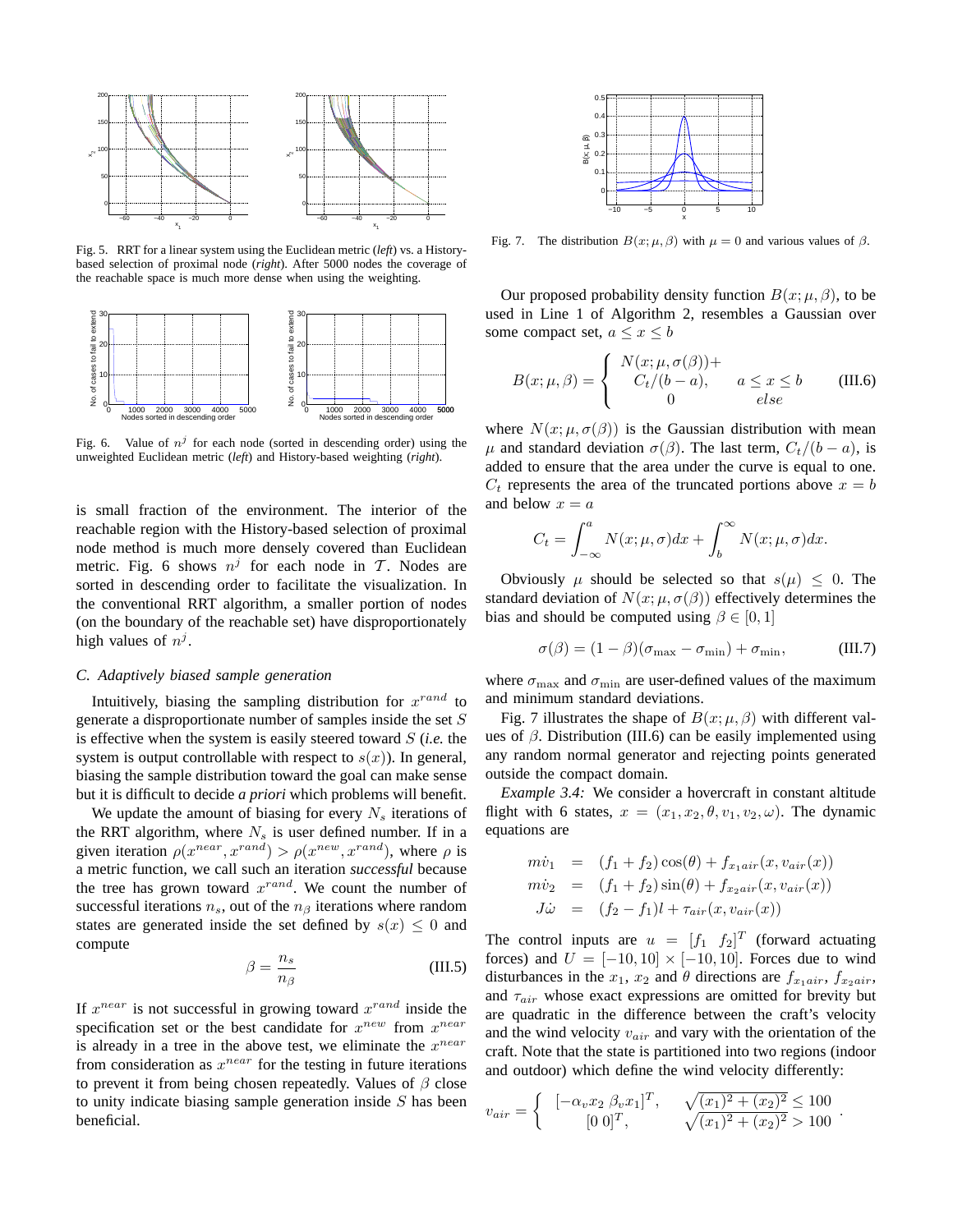Fig. 5. RRT for a linear system using the Euclidean metric (*left*) vs. a History-based selection of proximal node (*right*). After 5000 nodes the coverage of the reachable space is much more dense when using the weighting.

Fig. 6. Value of $n^j$ for each node (sorted in descending order) using the unweighted Euclidean metric (*left*) and History-based weighting (*right*).

is small fraction of the environment. The interior of the reachable region with the History-based selection of proximal node method is much more densely covered than Euclidean metric. Fig. 6 shows $n^j$ for each node in $\mathcal{T}$. Nodes are sorted in descending order to facilitate the visualization. In the conventional RRT algorithm, a smaller portion of nodes (on the boundary of the reachable set) have disproportionately high values of $n^j$.

### C. Adaptively biased sample generation

Intuitively, biasing the sampling distribution for $x^{rand}$ to generate a disproportionate number of samples inside the set $S$ is effective when the system is easily steered toward $S$ (*i.e.* the system is output controllable with respect to $s(x)$). In general, biasing the sample distribution toward the goal can make sense but it is difficult to decide ***a priori*** which problems will benefit.

We update the amount of biasing for every $N_s$ iterations of the RRT algorithm, where $N_s$ is user defined number. If in a given iteration $\rho(x^{near}, x^{rand}) > \rho(x^{new}, x^{rand})$, where $\rho$ is a metric function, we call such an iteration *successful* because the tree has grown toward $x^{rand}$. We count the number of successful iterations $n_s$, out of the $n_\beta$ iterations where random states are generated inside the set defined by $s(x) \leq 0$ and compute

$$\beta = \frac{n_s}{n_\beta} \tag{III.5}$$

If $x^{near}$ is not successful in growing toward $x^{rand}$ inside the specification set or the best candidate for $x^{new}$ from $x^{near}$ is already in a tree in the above test, we eliminate the $x^{near}$ from consideration as $x^{near}$ for the testing in future iterations to prevent it from being chosen repeatedly. Values of $\beta$ close to unity indicate biasing sample generation inside $S$ has been beneficial.

Fig. 7. The distribution $B(x; \mu, \beta)$ with $\mu = 0$ and various values of $\beta$.

Our proposed probability density function $B(x; \mu, \beta)$, to be used in Line 1 of Algorithm 2, resembles a Gaussian over some compact set, $a \leq x \leq b$

$$B(x; \mu, \beta) = \begin{cases} N(x; \mu, \sigma(\beta)) + \\ \quad C_t/(b-a), & a \leq x \leq b \\ \quad 0 & else \end{cases} \tag{III.6}$$

where $N(x; \mu, \sigma(\beta))$ is the Gaussian distribution with mean $\mu$ and standard deviation $\sigma(\beta)$. The last term, $C_t/(b-a)$, is added to ensure that the area under the curve is equal to one. $C_t$ represents the area of the truncated portions above $x = b$ and below $x = a$

$$C_t = \int_{-\infty}^{a} N(x; \mu, \sigma) dx + \int_{b}^{\infty} N(x; \mu, \sigma) dx.$$

Obviously $\mu$ should be selected so that $s(\mu) \leq 0$. The standard deviation of $N(x; \mu, \sigma(\beta))$ effectively determines the bias and should be computed using $\beta \in [0, 1]$

$$\sigma(\beta) = (1 - \beta)(\sigma_{\max} - \sigma_{\min}) + \sigma_{\min}, \tag{III.7}$$

where $\sigma_{\max}$ and $\sigma_{\min}$ are user-defined values of the maximum and minimum standard deviations.

Fig. 7 illustrates the shape of $B(x; \mu, \beta)$ with different values of $\beta$. Distribution (III.6) can be easily implemented using any random normal generator and rejecting points generated outside the compact domain.

*Example 3.4:* We consider a hovercraft in constant altitude flight with 6 states, $x = (x_1, x_2, \theta, v_1, v_2, \omega)$. The dynamic equations are

$$\begin{aligned} m\dot{v}_1 &= (f_1 + f_2)\cos(\theta) + f_{x_1 air}(x, v_{air}(x)) \\ m\dot{v}_2 &= (f_1 + f_2)\sin(\theta) + f_{x_2 air}(x, v_{air}(x)) \\ J\dot{\omega} &= (f_2 - f_1)l + \tau_{air}(x, v_{air}(x)) \end{aligned}$$

The control inputs are $u = [f_1 \;\; f_2]^T$ (forward actuating forces) and $U = [-10, 10] \times [-10, 10]$. Forces due to wind disturbances in the $x_1$, $x_2$ and $\theta$ directions are $f_{x_1 air}$, $f_{x_2 air}$, and $\tau_{air}$ whose exact expressions are omitted for brevity but are quadratic in the difference between the craft's velocity and the wind velocity $v_{air}$ and vary with the orientation of the craft. Note that the state is partitioned into two regions (indoor and outdoor) which define the wind velocity differently:

$$v_{air} = \begin{cases} [-\alpha_v x_2 \;\; \beta_v x_1]^T, & \sqrt{(x_1)^2 + (x_2)^2} \leq 100 \\ [0 \;\; 0]^T, & \sqrt{(x_1)^2 + (x_2)^2} > 100 \end{cases}.$$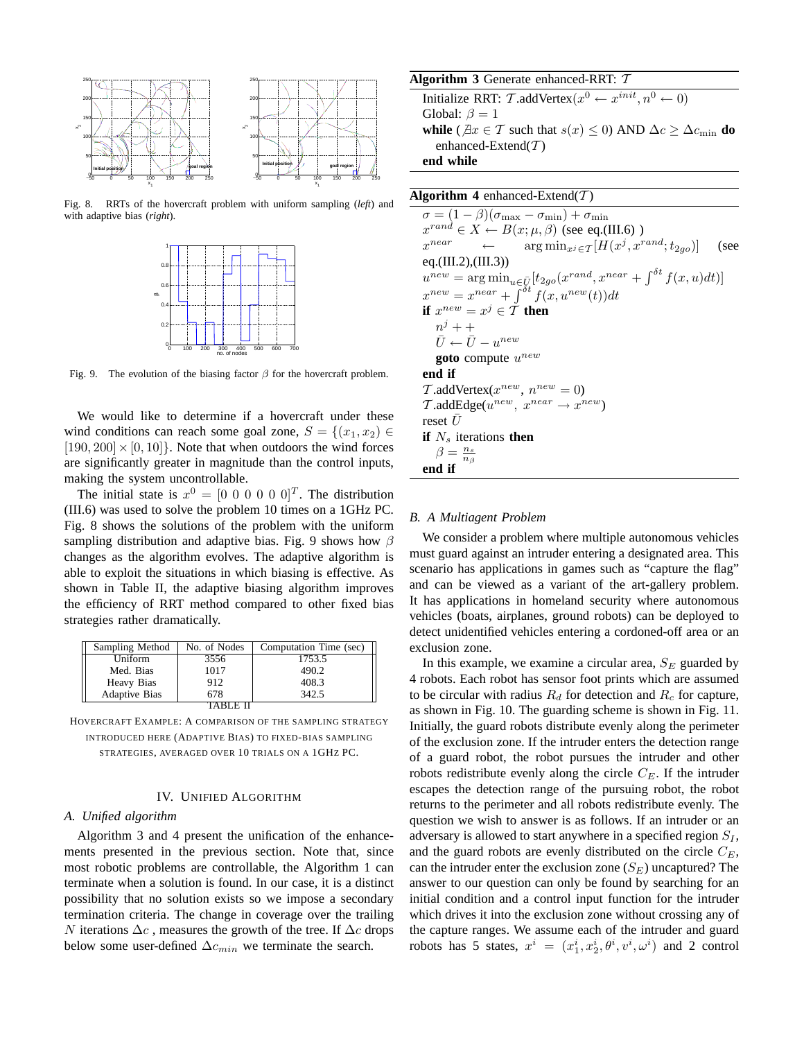Fig. 8. RRTs of the hovercraft problem with uniform sampling (*left*) and with adaptive bias (*right*).

Fig. 9. The evolution of the biasing factor $\beta$ for the hovercraft problem.

We would like to determine if a hovercraft under these wind conditions can reach some goal zone, $S = \{(x_1, x_2) \in [190, 200] \times [0, 10]\}$. Note that when outdoors the wind forces are significantly greater in magnitude than the control inputs, making the system uncontrollable.

The initial state is $x^0 = [0\ 0\ 0\ 0\ 0\ 0]^T$. The distribution (III.6) was used to solve the problem 10 times on a 1GHz PC. Fig. 8 shows the solutions of the problem with the uniform sampling distribution and adaptive bias. Fig. 9 shows how $\beta$ changes as the algorithm evolves. The adaptive algorithm is able to exploit the situations in which biasing is effective. As shown in Table II, the adaptive biasing algorithm improves the efficiency of RRT method compared to other fixed bias strategies rather dramatically.

| Sampling Method | No. of Nodes | Computation Time (sec) |
|---|---|---|
| Uniform | 3556 | 1753.5 |
| Med. Bias | 1017 | 490.2 |
| Heavy Bias | 912 | 408.3 |
| Adaptive Bias | 678 | 342.5 |

TABLE II

HOVERCRAFT EXAMPLE: A COMPARISON OF THE SAMPLING STRATEGY INTRODUCED HERE (ADAPTIVE BIAS) TO FIXED-BIAS SAMPLING STRATEGIES, AVERAGED OVER 10 TRIALS ON A 1GHZ PC.

## IV. UNIFIED ALGORITHM

### A. Unified algorithm

Algorithm 3 and 4 present the unification of the enhancements presented in the previous section. Note that, since most robotic problems are controllable, the Algorithm 1 can terminate when a solution is found. In our case, it is a distinct possibility that no solution exists so we impose a secondary termination criteria. The change in coverage over the trailing $N$ iterations $\Delta c$ , measures the growth of the tree. If $\Delta c$ drops below some user-defined $\Delta c_{min}$ we terminate the search.

**Algorithm 3** Generate enhanced-RRT: $\mathcal{T}$

Initialize RRT: $\mathcal{T}$.addVertex($x^0 \leftarrow x^{init}, n^0 \leftarrow 0$)
Global: $\beta = 1$
**while** ( $\nexists x \in \mathcal{T}$ such that $s(x) \leq 0$) AND $\Delta c \geq \Delta c_{\min}$ **do**
  enhanced-Extend($\mathcal{T}$)
**end while**

**Algorithm 4** enhanced-Extend($\mathcal{T}$)

$\sigma = (1-\beta)(\sigma_{\max} - \sigma_{\min}) + \sigma_{\min}$
$x^{rand} \in X \leftarrow B(x; \mu, \beta)$ (see eq.(III.6) )
$x^{near} \leftarrow \arg\min_{x^j \in \mathcal{T}}[H(x^j, x^{rand}; t_{2go})]$ (see eq.(III.2),(III.3))
$u^{new} = \arg\min_{u \in \bar{U}}[t_{2go}(x^{rand}, x^{near} + \int^{\delta t} f(x,u)dt)]$
$x^{new} = x^{near} + \int^{\delta t} f(x, u^{new}(t))dt$
**if** $x^{new} = x^j \in \mathcal{T}$ **then**
  $n^j{+}{+}$
  $\bar{U} \leftarrow \bar{U} - u^{new}$
  **goto** compute $u^{new}$
**end if**
$\mathcal{T}$.addVertex($x^{new}$, $n^{new} = 0$)
$\mathcal{T}$.addEdge($u^{new}$, $x^{near} \rightarrow x^{new}$)
reset $\bar{U}$
**if** $N_s$ iterations **then**
  $\beta = \frac{n_s}{n_\beta}$
**end if**

### B. A Multiagent Problem

We consider a problem where multiple autonomous vehicles must guard against an intruder entering a designated area. This scenario has applications in games such as "capture the flag" and can be viewed as a variant of the art-gallery problem. It has applications in homeland security where autonomous vehicles (boats, airplanes, ground robots) can be deployed to detect unidentified vehicles entering a cordoned-off area or an exclusion zone.

In this example, we examine a circular area, $S_E$ guarded by 4 robots. Each robot has sensor foot prints which are assumed to be circular with radius $R_d$ for detection and $R_c$ for capture, as shown in Fig. 10. The guarding scheme is shown in Fig. 11. Initially, the guard robots distribute evenly along the perimeter of the exclusion zone. If the intruder enters the detection range of a guard robot, the robot pursues the intruder and other robots redistribute evenly along the circle $C_E$. If the intruder escapes the detection range of the pursuing robot, the robot returns to the perimeter and all robots redistribute evenly. The question we wish to answer is as follows. If an intruder or an adversary is allowed to start anywhere in a specified region $S_I$, and the guard robots are evenly distributed on the circle $C_E$, can the intruder enter the exclusion zone ($S_E$) uncaptured? The answer to our question can only be found by searching for an initial condition and a control input function for the intruder which drives it into the exclusion zone without crossing any of the capture ranges. We assume each of the intruder and guard robots has 5 states, $x^i = (x_1^i, x_2^i, \theta^i, v^i, \omega^i)$ and 2 control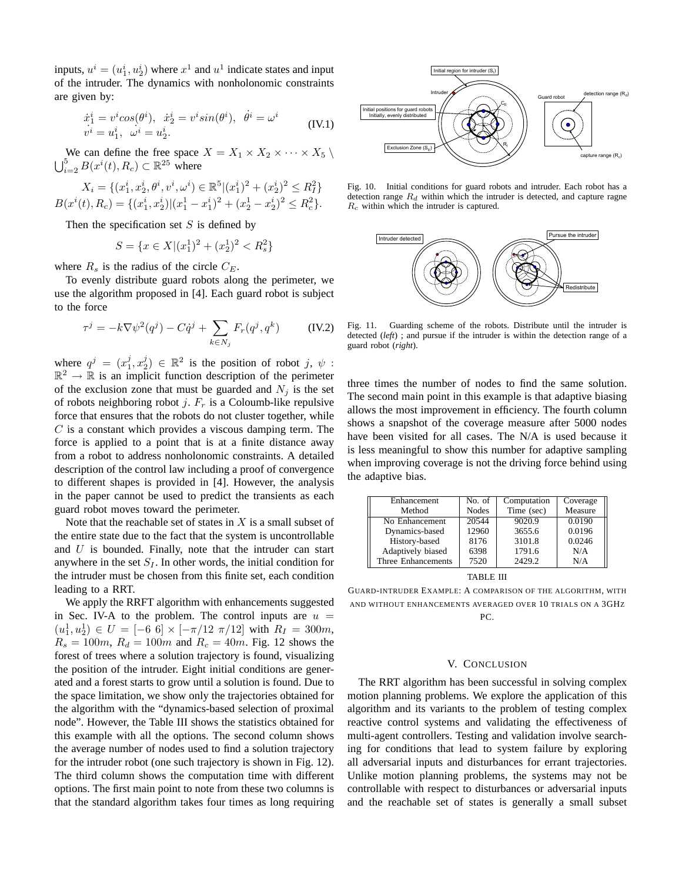inputs, $u^i = (u_1^i, u_2^i)$ where $x^1$ and $u^1$ indicate states and input of the intruder. The dynamics with nonholonomic constraints are given by:

$$\begin{aligned} \dot{x}_1^i &= v^i cos(\theta^i), \quad \dot{x}_2^i = v^i sin(\theta^i), \quad \dot{\theta^i} = \omega^i \\ \dot{v^i} &= u_1^i, \quad \dot{\omega^i} = u_2^i. \end{aligned} \tag{IV.1}$$

We can define the free space $X = X_1 \times X_2 \times \cdots \times X_5 \setminus \bigcup_{i=2}^{5} B(x^i(t), R_c) \subset \mathbb{R}^{25}$ where

$$X_i = \{(x_1^i, x_2^i, \theta^i, v^i, \omega^i) \in \mathbb{R}^5 | (x_1^i)^2 + (x_2^i)^2 \leq R_I^2\}$$
$$B(x^i(t), R_c) = \{(x_1^i, x_2^i) | (x_1^1 - x_1^i)^2 + (x_2^1 - x_2^i)^2 \leq R_c^2\}.$$

Then the specification set $S$ is defined by

$$S = \{x \in X | (x_1^1)^2 + (x_2^1)^2 < R_s^2\}$$

where $R_s$ is the radius of the circle $C_E$.

To evenly distribute guard robots along the perimeter, we use the algorithm proposed in [4]. Each guard robot is subject to the force

$$\tau^j = -k\nabla\psi^2(q^j) - C\dot{q}^j + \sum_{k \in N_j} F_r(q^j, q^k) \tag{IV.2}$$

where $q^j = (x_1^j, x_2^j) \in \mathbb{R}^2$ is the position of robot $j$, $\psi : \mathbb{R}^2 \to \mathbb{R}$ is an implicit function description of the perimeter of the exclusion zone that must be guarded and $N_j$ is the set of robots neighboring robot $j$. $F_r$ is a Coloumb-like repulsive force that ensures that the robots do not cluster together, while $C$ is a constant which provides a viscous damping term. The force is applied to a point that is at a finite distance away from a robot to address nonholonomic constraints. A detailed description of the control law including a proof of convergence to different shapes is provided in [4]. However, the analysis in the paper cannot be used to predict the transients as each guard robot moves toward the perimeter.

Note that the reachable set of states in $X$ is a small subset of the entire state due to the fact that the system is uncontrollable and $U$ is bounded. Finally, note that the intruder can start anywhere in the set $S_I$. In other words, the initial condition for the intruder must be chosen from this finite set, each condition leading to a RRT.

We apply the RRFT algorithm with enhancements suggested in Sec. IV-A to the problem. The control inputs are $u = (u_1^1, u_2^1) \in U = [-6\ 6] \times [-\pi/12\ \pi/12]$ with $R_I = 300m$, $R_s = 100m$, $R_d = 100m$ and $R_c = 40m$. Fig. 12 shows the forest of trees where a solution trajectory is found, visualizing the position of the intruder. Eight initial conditions are generated and a forest starts to grow until a solution is found. Due to the space limitation, we show only the trajectories obtained for the algorithm with the "dynamics-based selection of proximal node". However, the Table III shows the statistics obtained for this example with all the options. The second column shows the average number of nodes used to find a solution trajectory for the intruder robot (one such trajectory is shown in Fig. 12). The third column shows the computation time with different options. The first main point to note from these two columns is that the standard algorithm takes four times as long requiring

Fig. 10. Initial conditions for guard robots and intruder. Each robot has a detection range $R_d$ within which the intruder is detected, and capture ragne $R_c$ within which the intruder is captured.

Fig. 11. Guarding scheme of the robots. Distribute until the intruder is detected (*left*) ; and pursue if the intruder is within the detection range of a guard robot (*right*).

three times the number of nodes to find the same solution. The second main point in this example is that adaptive biasing allows the most improvement in efficiency. The fourth column shows a snapshot of the coverage measure after 5000 nodes have been visited for all cases. The N/A is used because it is less meaningful to show this number for adaptive sampling when improving coverage is not the driving force behind using the adaptive bias.

| Enhancement Method | No. of Nodes | Computation Time (sec) | Coverage Measure |
|---|---|---|---|
| No Enhancement | 20544 | 9020.9 | 0.0190 |
| Dynamics-based | 12960 | 3655.6 | 0.0196 |
| History-based | 8176 | 3101.8 | 0.0246 |
| Adaptively biased | 6398 | 1791.6 | N/A |
| Three Enhancements | 7520 | 2429.2 | N/A |

TABLE III

GUARD-INTRUDER EXAMPLE: A COMPARISON OF THE ALGORITHM, WITH AND WITHOUT ENHANCEMENTS AVERAGED OVER 10 TRIALS ON A 3GHZ PC.

## V. CONCLUSION

The RRT algorithm has been successful in solving complex motion planning problems. We explore the application of this algorithm and its variants to the problem of testing complex reactive control systems and validating the effectiveness of multi-agent controllers. Testing and validation involve searching for conditions that lead to system failure by exploring all adversarial inputs and disturbances for errant trajectories. Unlike motion planning problems, the systems may not be controllable with respect to disturbances or adversarial inputs and the reachable set of states is generally a small subset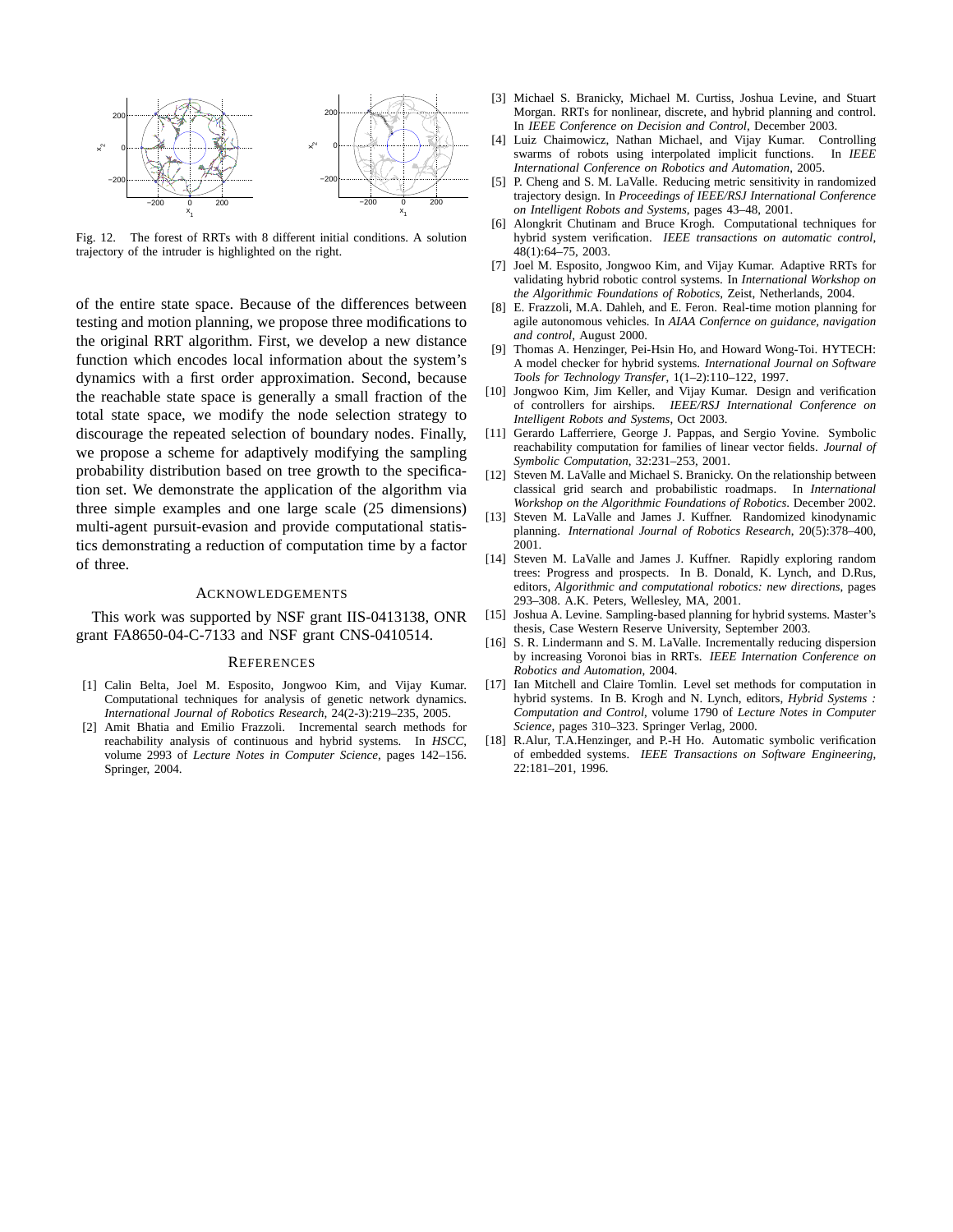200

0

−200

−200 0 200

$x_1$

$x_2$

200

0

−200

−200 0 200

$x_1$

$x_2$

Fig. 12. The forest of RRTs with 8 different initial conditions. A solution trajectory of the intruder is highlighted on the right.

of the entire state space. Because of the differences between testing and motion planning, we propose three modifications to the original RRT algorithm. First, we develop a new distance function which encodes local information about the system's dynamics with a first order approximation. Second, because the reachable state space is generally a small fraction of the total state space, we modify the node selection strategy to discourage the repeated selection of boundary nodes. Finally, we propose a scheme for adaptively modifying the sampling probability distribution based on tree growth to the specification set. We demonstrate the application of the algorithm via three simple examples and one large scale (25 dimensions) multi-agent pursuit-evasion and provide computational statistics demonstrating a reduction of computation time by a factor of three.

## Acknowledgements

This work was supported by NSF grant IIS-0413138, ONR grant FA8650-04-C-7133 and NSF grant CNS-0410514.

## References

[1] Calin Belta, Joel M. Esposito, Jongwoo Kim, and Vijay Kumar. Computational techniques for analysis of genetic network dynamics. *International Journal of Robotics Research*, 24(2-3):219–235, 2005.

[2] Amit Bhatia and Emilio Frazzoli. Incremental search methods for reachability analysis of continuous and hybrid systems. In *HSCC*, volume 2993 of *Lecture Notes in Computer Science*, pages 142–156. Springer, 2004.

[3] Michael S. Branicky, Michael M. Curtiss, Joshua Levine, and Stuart Morgan. RRTs for nonlinear, discrete, and hybrid planning and control. In *IEEE Conference on Decision and Control*, December 2003.

[4] Luiz Chaimowicz, Nathan Michael, and Vijay Kumar. Controlling swarms of robots using interpolated implicit functions. In *IEEE International Conference on Robotics and Automation*, 2005.

[5] P. Cheng and S. M. LaValle. Reducing metric sensitivity in randomized trajectory design. In *Proceedings of IEEE/RSJ International Conference on Intelligent Robots and Systems*, pages 43–48, 2001.

[6] Alongkrit Chutinam and Bruce Krogh. Computational techniques for hybrid system verification. *IEEE transactions on automatic control*, 48(1):64–75, 2003.

[7] Joel M. Esposito, Jongwoo Kim, and Vijay Kumar. Adaptive RRTs for validating hybrid robotic control systems. In *International Workshop on the Algorithmic Foundations of Robotics*, Zeist, Netherlands, 2004.

[8] E. Frazzoli, M.A. Dahleh, and E. Feron. Real-time motion planning for agile autonomous vehicles. In *AIAA Confernce on guidance, navigation and control*, August 2000.

[9] Thomas A. Henzinger, Pei-Hsin Ho, and Howard Wong-Toi. HYTECH: A model checker for hybrid systems. *International Journal on Software Tools for Technology Transfer*, 1(1–2):110–122, 1997.

[10] Jongwoo Kim, Jim Keller, and Vijay Kumar. Design and verification of controllers for airships. *IEEE/RSJ International Conference on Intelligent Robots and Systems*, Oct 2003.

[11] Gerardo Lafferriere, George J. Pappas, and Sergio Yovine. Symbolic reachability computation for families of linear vector fields. *Journal of Symbolic Computation*, 32:231–253, 2001.

[12] Steven M. LaValle and Michael S. Branicky. On the relationship between classical grid search and probabilistic roadmaps. In *International Workshop on the Algorithmic Foundations of Robotics*. December 2002.

[13] Steven M. LaValle and James J. Kuffner. Randomized kinodynamic planning. *International Journal of Robotics Research*, 20(5):378–400, 2001.

[14] Steven M. LaValle and James J. Kuffner. Rapidly exploring random trees: Progress and prospects. In B. Donald, K. Lynch, and D.Rus, editors, *Algorithmic and computational robotics: new directions*, pages 293–308. A.K. Peters, Wellesley, MA, 2001.

[15] Joshua A. Levine. Sampling-based planning for hybrid systems. Master's thesis, Case Western Reserve University, September 2003.

[16] S. R. Lindermann and S. M. LaValle. Incrementally reducing dispersion by increasing Voronoi bias in RRTs. *IEEE Internation Conference on Robotics and Automation*, 2004.

[17] Ian Mitchell and Claire Tomlin. Level set methods for computation in hybrid systems. In B. Krogh and N. Lynch, editors, *Hybrid Systems : Computation and Control*, volume 1790 of *Lecture Notes in Computer Science*, pages 310–323. Springer Verlag, 2000.

[18] R.Alur, T.A.Henzinger, and P.-H Ho. Automatic symbolic verification of embedded systems. *IEEE Transactions on Software Engineering*, 22:181–201, 1996.